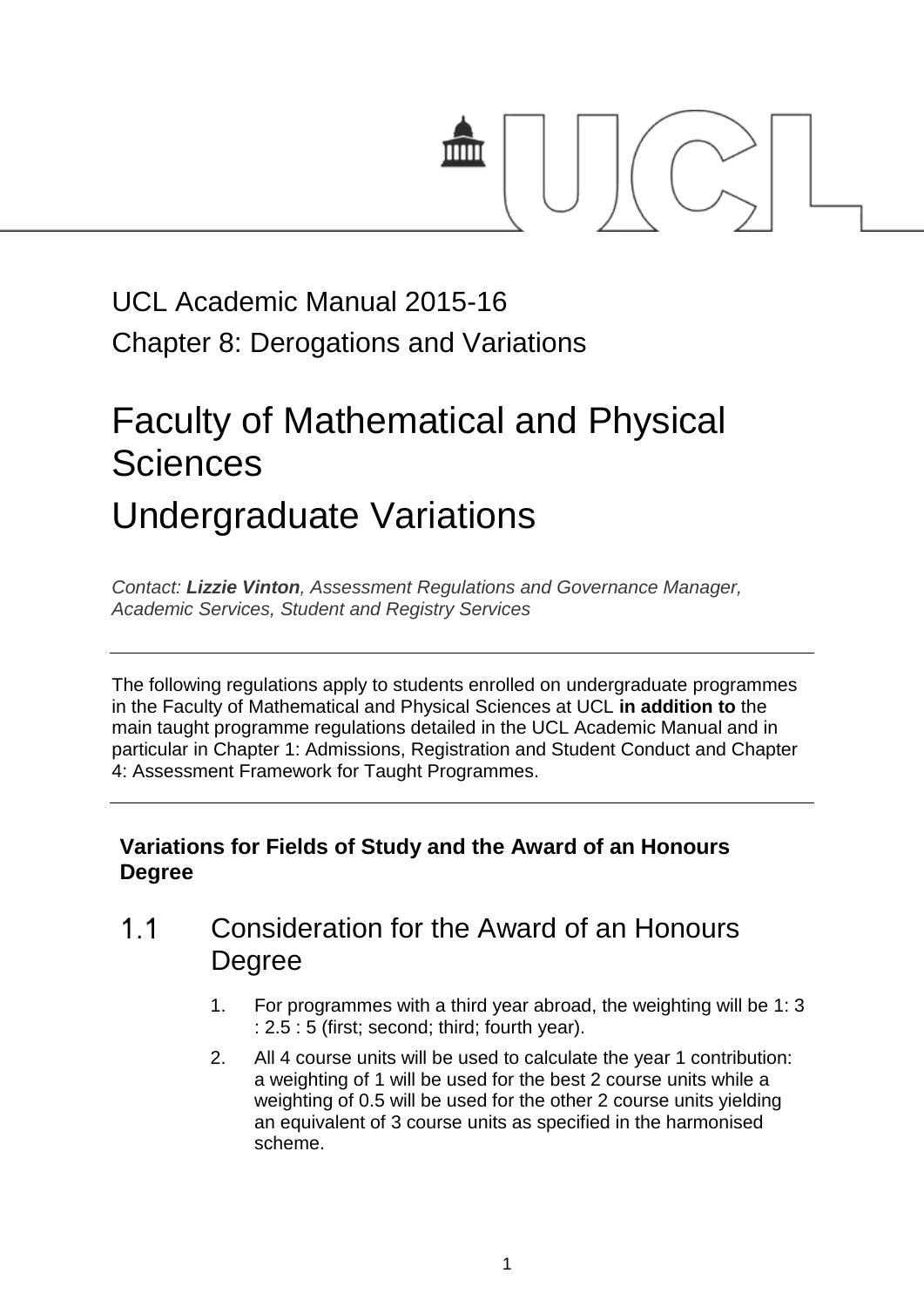UCL Academic Manual 2015-16

Chapter 8: Derogations and Variations

# Faculty of Mathematical and Physical Sciences

# Undergraduate Variations

*Contact: **Lizzie Vinton**, Assessment Regulations and Governance Manager, Academic Services, Student and Registry Services*

---

The following regulations apply to students enrolled on undergraduate programmes in the Faculty of Mathematical and Physical Sciences at UCL **in addition to** the main taught programme regulations detailed in the UCL Academic Manual and in particular in Chapter 1: Admissions, Registration and Student Conduct and Chapter 4: Assessment Framework for Taught Programmes.

---

**Variations for Fields of Study and the Award of an Honours Degree**

## 1.1 Consideration for the Award of an Honours Degree

1. For programmes with a third year abroad, the weighting will be 1: 3 : 2.5 : 5 (first; second; third; fourth year).
2. All 4 course units will be used to calculate the year 1 contribution: a weighting of 1 will be used for the best 2 course units while a weighting of 0.5 will be used for the other 2 course units yielding an equivalent of 3 course units as specified in the harmonised scheme.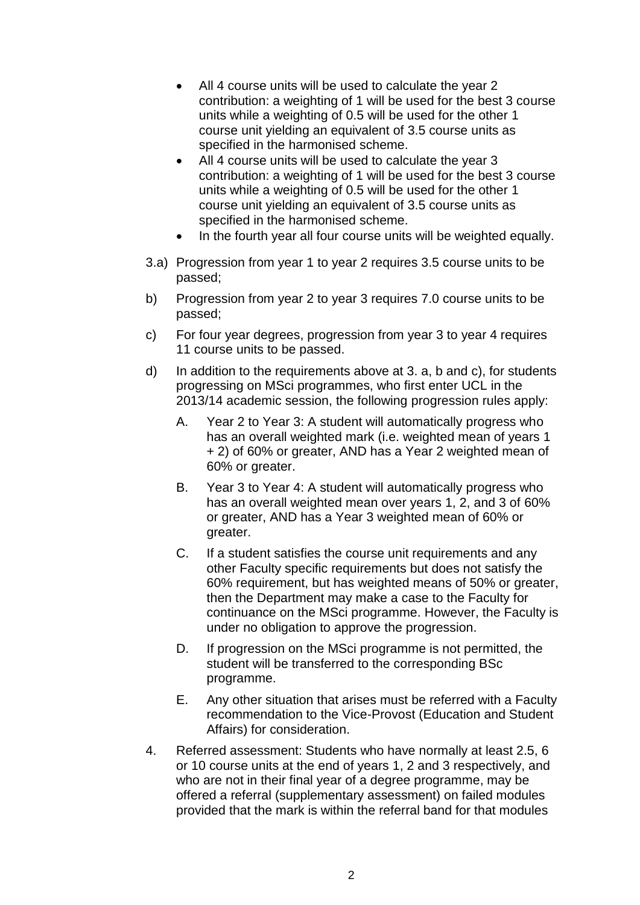- All 4 course units will be used to calculate the year 2 contribution: a weighting of 1 will be used for the best 3 course units while a weighting of 0.5 will be used for the other 1 course unit yielding an equivalent of 3.5 course units as specified in the harmonised scheme.
- All 4 course units will be used to calculate the year 3 contribution: a weighting of 1 will be used for the best 3 course units while a weighting of 0.5 will be used for the other 1 course unit yielding an equivalent of 3.5 course units as specified in the harmonised scheme.
- In the fourth year all four course units will be weighted equally.

3.a) Progression from year 1 to year 2 requires 3.5 course units to be passed;

b) Progression from year 2 to year 3 requires 7.0 course units to be passed;

c) For four year degrees, progression from year 3 to year 4 requires 11 course units to be passed.

d) In addition to the requirements above at 3. a, b and c), for students progressing on MSci programmes, who first enter UCL in the 2013/14 academic session, the following progression rules apply:

   A. Year 2 to Year 3: A student will automatically progress who has an overall weighted mark (i.e. weighted mean of years 1 + 2) of 60% or greater, AND has a Year 2 weighted mean of 60% or greater.

   B. Year 3 to Year 4: A student will automatically progress who has an overall weighted mean over years 1, 2, and 3 of 60% or greater, AND has a Year 3 weighted mean of 60% or greater.

   C. If a student satisfies the course unit requirements and any other Faculty specific requirements but does not satisfy the 60% requirement, but has weighted means of 50% or greater, then the Department may make a case to the Faculty for continuance on the MSci programme. However, the Faculty is under no obligation to approve the progression.

   D. If progression on the MSci programme is not permitted, the student will be transferred to the corresponding BSc programme.

   E. Any other situation that arises must be referred with a Faculty recommendation to the Vice-Provost (Education and Student Affairs) for consideration.

4. Referred assessment: Students who have normally at least 2.5, 6 or 10 course units at the end of years 1, 2 and 3 respectively, and who are not in their final year of a degree programme, may be offered a referral (supplementary assessment) on failed modules provided that the mark is within the referral band for that modules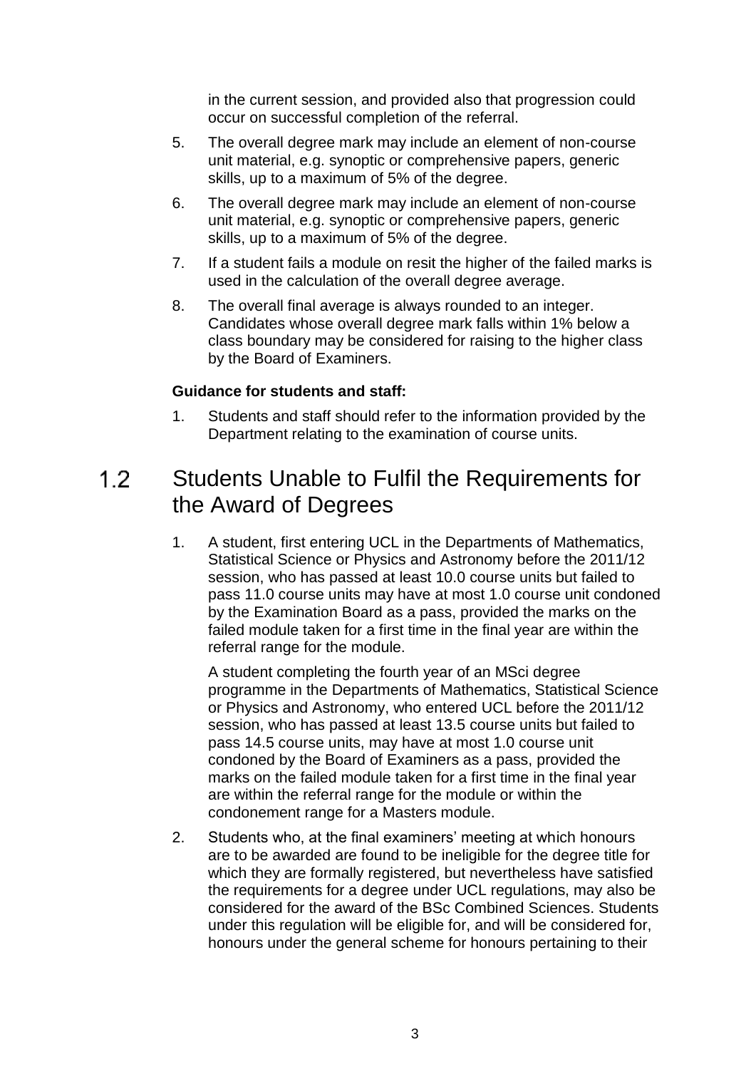in the current session, and provided also that progression could occur on successful completion of the referral.

5. The overall degree mark may include an element of non-course unit material, e.g. synoptic or comprehensive papers, generic skills, up to a maximum of 5% of the degree.
6. The overall degree mark may include an element of non-course unit material, e.g. synoptic or comprehensive papers, generic skills, up to a maximum of 5% of the degree.
7. If a student fails a module on resit the higher of the failed marks is used in the calculation of the overall degree average.
8. The overall final average is always rounded to an integer. Candidates whose overall degree mark falls within 1% below a class boundary may be considered for raising to the higher class by the Board of Examiners.

**Guidance for students and staff:**

1. Students and staff should refer to the information provided by the Department relating to the examination of course units.

## 1.2 Students Unable to Fulfil the Requirements for the Award of Degrees

1. A student, first entering UCL in the Departments of Mathematics, Statistical Science or Physics and Astronomy before the 2011/12 session, who has passed at least 10.0 course units but failed to pass 11.0 course units may have at most 1.0 course unit condoned by the Examination Board as a pass, provided the marks on the failed module taken for a first time in the final year are within the referral range for the module.

   A student completing the fourth year of an MSci degree programme in the Departments of Mathematics, Statistical Science or Physics and Astronomy, who entered UCL before the 2011/12 session, who has passed at least 13.5 course units but failed to pass 14.5 course units, may have at most 1.0 course unit condoned by the Board of Examiners as a pass, provided the marks on the failed module taken for a first time in the final year are within the referral range for the module or within the condonement range for a Masters module.

2. Students who, at the final examiners' meeting at which honours are to be awarded are found to be ineligible for the degree title for which they are formally registered, but nevertheless have satisfied the requirements for a degree under UCL regulations, may also be considered for the award of the BSc Combined Sciences. Students under this regulation will be eligible for, and will be considered for, honours under the general scheme for honours pertaining to their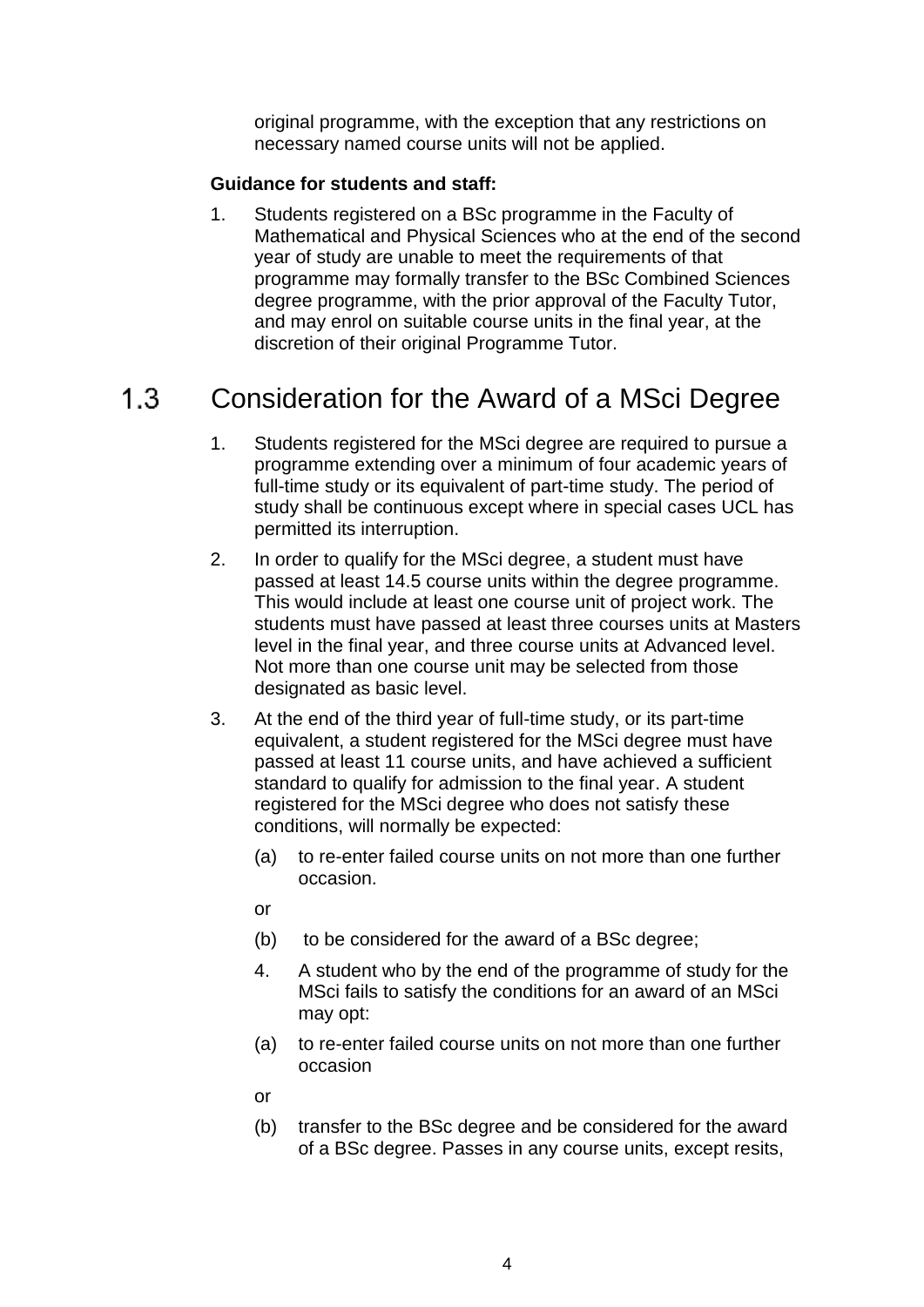original programme, with the exception that any restrictions on necessary named course units will not be applied.

**Guidance for students and staff:**

1. Students registered on a BSc programme in the Faculty of Mathematical and Physical Sciences who at the end of the second year of study are unable to meet the requirements of that programme may formally transfer to the BSc Combined Sciences degree programme, with the prior approval of the Faculty Tutor, and may enrol on suitable course units in the final year, at the discretion of their original Programme Tutor.

## 1.3 Consideration for the Award of a MSci Degree

1. Students registered for the MSci degree are required to pursue a programme extending over a minimum of four academic years of full-time study or its equivalent of part-time study. The period of study shall be continuous except where in special cases UCL has permitted its interruption.
2. In order to qualify for the MSci degree, a student must have passed at least 14.5 course units within the degree programme. This would include at least one course unit of project work. The students must have passed at least three courses units at Masters level in the final year, and three course units at Advanced level. Not more than one course unit may be selected from those designated as basic level.
3. At the end of the third year of full-time study, or its part-time equivalent, a student registered for the MSci degree must have passed at least 11 course units, and have achieved a sufficient standard to qualify for admission to the final year. A student registered for the MSci degree who does not satisfy these conditions, will normally be expected:

   (a) to re-enter failed course units on not more than one further occasion.

   or

   (b) to be considered for the award of a BSc degree;

   4. A student who by the end of the programme of study for the MSci fails to satisfy the conditions for an award of an MSci may opt:

   (a) to re-enter failed course units on not more than one further occasion

   or

   (b) transfer to the BSc degree and be considered for the award of a BSc degree. Passes in any course units, except resits,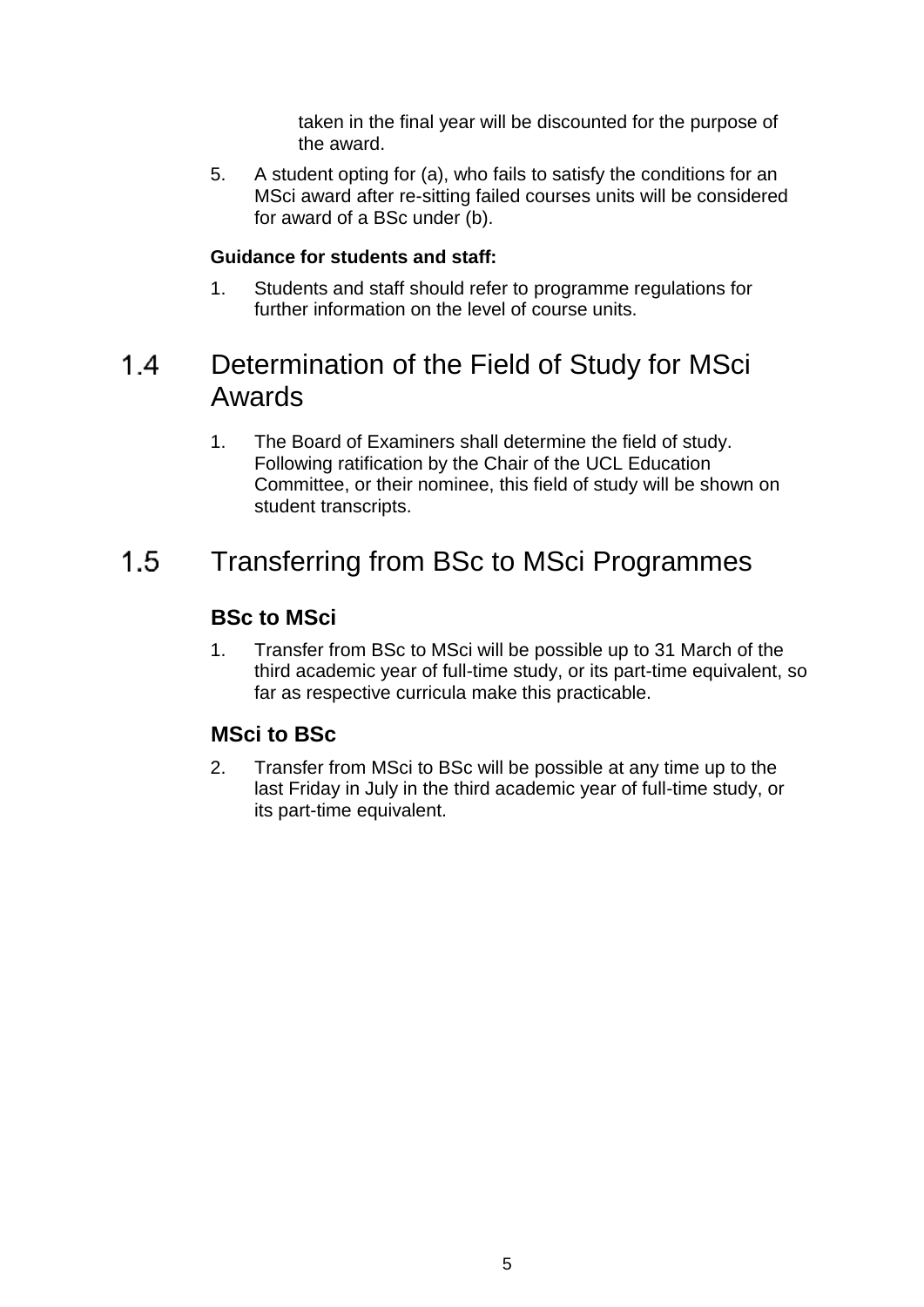taken in the final year will be discounted for the purpose of the award.

5. A student opting for (a), who fails to satisfy the conditions for an MSci award after re-sitting failed courses units will be considered for award of a BSc under (b).

**Guidance for students and staff:**

1. Students and staff should refer to programme regulations for further information on the level of course units.

## 1.4 Determination of the Field of Study for MSci Awards

1. The Board of Examiners shall determine the field of study. Following ratification by the Chair of the UCL Education Committee, or their nominee, this field of study will be shown on student transcripts.

## 1.5 Transferring from BSc to MSci Programmes

### BSc to MSci

1. Transfer from BSc to MSci will be possible up to 31 March of the third academic year of full-time study, or its part-time equivalent, so far as respective curricula make this practicable.

### MSci to BSc

2. Transfer from MSci to BSc will be possible at any time up to the last Friday in July in the third academic year of full-time study, or its part-time equivalent.